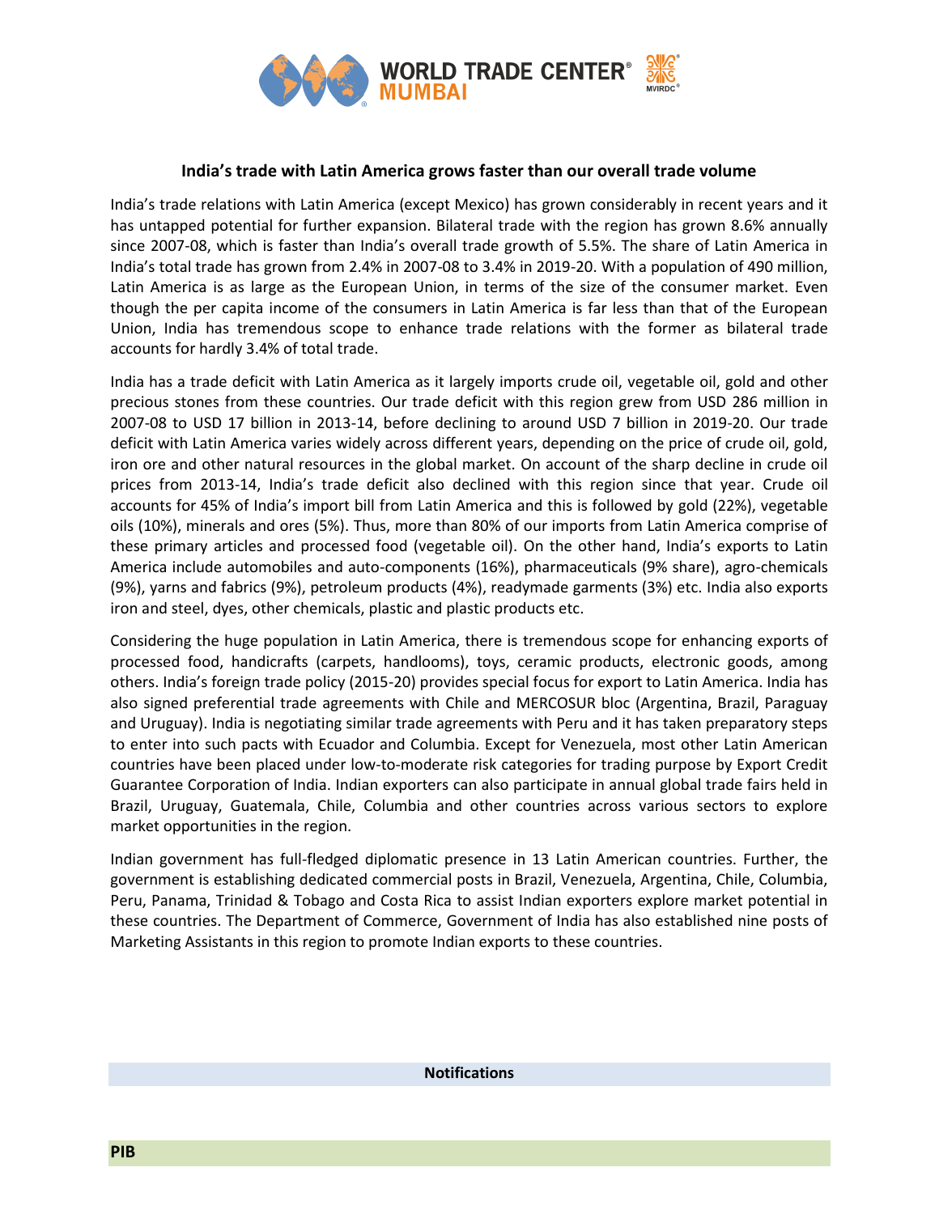## India's trade with Latin America grows faster than our overall trade volume

India's trade relations with Latin America (except Mexico) has grown considerably in recent years and it has untapped potential for further expansion. Bilateral trade with the region has grown 8.6% annually since 2007-08, which is faster than India's overall trade growth of 5.5%. The share of Latin America in India's total trade has grown from 2.4% in 2007-08 to 3.4% in 2019-20. With a population of 490 million, Latin America is as large as the European Union, in terms of the size of the consumer market. Even though the per capita income of the consumers in Latin America is far less than that of the European Union, India has tremendous scope to enhance trade relations with the former as bilateral trade accounts for hardly 3.4% of total trade.

India has a trade deficit with Latin America as it largely imports crude oil, vegetable oil, gold and other precious stones from these countries. Our trade deficit with this region grew from USD 286 million in 2007-08 to USD 17 billion in 2013-14, before declining to around USD 7 billion in 2019-20. Our trade deficit with Latin America varies widely across different years, depending on the price of crude oil, gold, iron ore and other natural resources in the global market. On account of the sharp decline in crude oil prices from 2013-14, India's trade deficit also declined with this region since that year. Crude oil accounts for 45% of India's import bill from Latin America and this is followed by gold (22%), vegetable oils (10%), minerals and ores (5%). Thus, more than 80% of our imports from Latin America comprise of these primary articles and processed food (vegetable oil). On the other hand, India's exports to Latin America include automobiles and auto-components (16%), pharmaceuticals (9% share), agro-chemicals (9%), yarns and fabrics (9%), petroleum products (4%), readymade garments (3%) etc. India also exports iron and steel, dyes, other chemicals, plastic and plastic products etc.

Considering the huge population in Latin America, there is tremendous scope for enhancing exports of processed food, handicrafts (carpets, handlooms), toys, ceramic products, electronic goods, among others. India's foreign trade policy (2015-20) provides special focus for export to Latin America. India has also signed preferential trade agreements with Chile and MERCOSUR bloc (Argentina, Brazil, Paraguay and Uruguay). India is negotiating similar trade agreements with Peru and it has taken preparatory steps to enter into such pacts with Ecuador and Columbia. Except for Venezuela, most other Latin American countries have been placed under low-to-moderate risk categories for trading purpose by Export Credit Guarantee Corporation of India. Indian exporters can also participate in annual global trade fairs held in Brazil, Uruguay, Guatemala, Chile, Columbia and other countries across various sectors to explore market opportunities in the region.

Indian government has full-fledged diplomatic presence in 13 Latin American countries. Further, the government is establishing dedicated commercial posts in Brazil, Venezuela, Argentina, Chile, Columbia, Peru, Panama, Trinidad & Tobago and Costa Rica to assist Indian exporters explore market potential in these countries. The Department of Commerce, Government of India has also established nine posts of Marketing Assistants in this region to promote Indian exports to these countries.

## Notifications

### PIB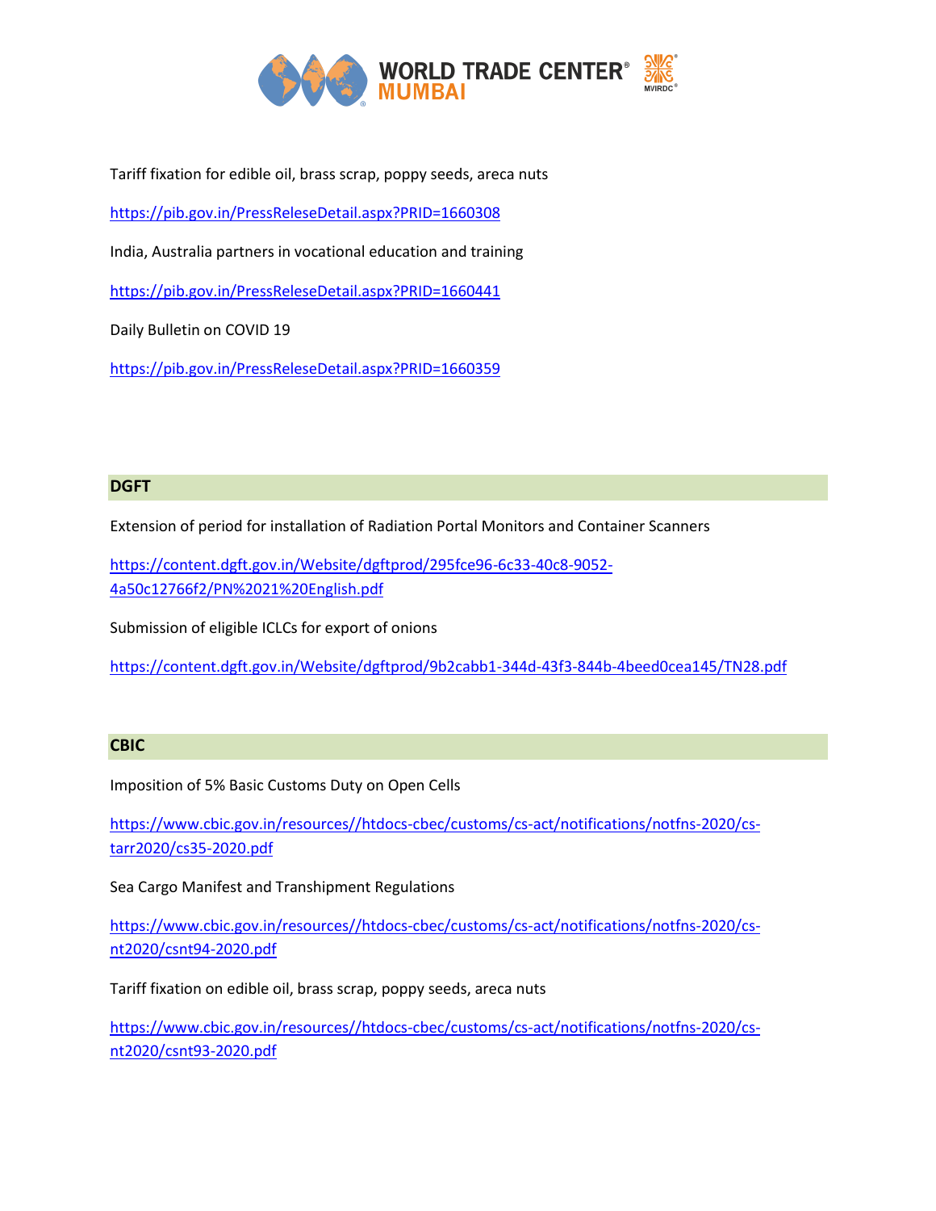Tariff fixation for edible oil, brass scrap, poppy seeds, areca nuts

https://pib.gov.in/PressReleseDetail.aspx?PRID=1660308

India, Australia partners in vocational education and training

https://pib.gov.in/PressReleseDetail.aspx?PRID=1660441

Daily Bulletin on COVID 19

https://pib.gov.in/PressReleseDetail.aspx?PRID=1660359

## DGFT

Extension of period for installation of Radiation Portal Monitors and Container Scanners

https://content.dgft.gov.in/Website/dgftprod/295fce96-6c33-40c8-9052-4a50c12766f2/PN%2021%20English.pdf

Submission of eligible ICLCs for export of onions

https://content.dgft.gov.in/Website/dgftprod/9b2cabb1-344d-43f3-844b-4beed0cea145/TN28.pdf

## CBIC

Imposition of 5% Basic Customs Duty on Open Cells

https://www.cbic.gov.in/resources//htdocs-cbec/customs/cs-act/notifications/notfns-2020/cs-tarr2020/cs35-2020.pdf

Sea Cargo Manifest and Transhipment Regulations

https://www.cbic.gov.in/resources//htdocs-cbec/customs/cs-act/notifications/notfns-2020/cs-nt2020/csnt94-2020.pdf

Tariff fixation on edible oil, brass scrap, poppy seeds, areca nuts

https://www.cbic.gov.in/resources//htdocs-cbec/customs/cs-act/notifications/notfns-2020/cs-nt2020/csnt93-2020.pdf